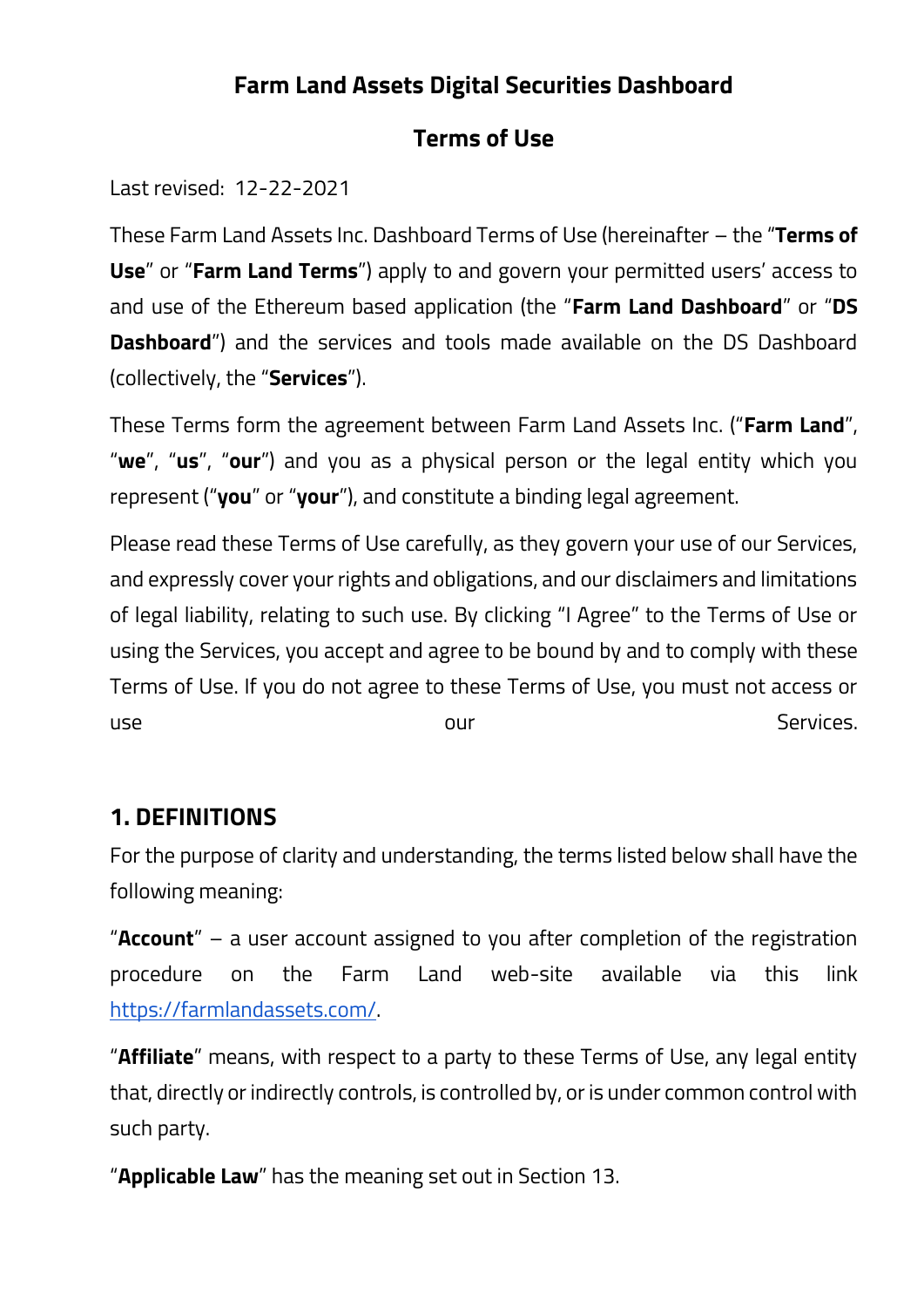# Farm Land Assets Digital Securities Dashboard

## Terms of Use

Last revised: 12-22-2021

These Farm Land Assets Inc. Dashboard Terms of Use (hereinafter – the "**Terms of Use**" or "**Farm Land Terms**") apply to and govern your permitted users' access to and use of the Ethereum based application (the "**Farm Land Dashboard**" or "**DS Dashboard**") and the services and tools made available on the DS Dashboard (collectively, the "**Services**").

These Terms form the agreement between Farm Land Assets Inc. ("**Farm Land**", "**we**", "**us**", "**our**") and you as a physical person or the legal entity which you represent ("**you**" or "**your**"), and constitute a binding legal agreement.

Please read these Terms of Use carefully, as they govern your use of our Services, and expressly cover your rights and obligations, and our disclaimers and limitations of legal liability, relating to such use. By clicking "I Agree" to the Terms of Use or using the Services, you accept and agree to be bound by and to comply with these Terms of Use. If you do not agree to these Terms of Use, you must not access or use our Services.

## 1. DEFINITIONS

For the purpose of clarity and understanding, the terms listed below shall have the following meaning:

"**Account**" – a user account assigned to you after completion of the registration procedure on the Farm Land web-site available via this link https://farmlandassets.com/.

"**Affiliate**" means, with respect to a party to these Terms of Use, any legal entity that, directly or indirectly controls, is controlled by, or is under common control with such party.

"**Applicable Law**" has the meaning set out in Section 13.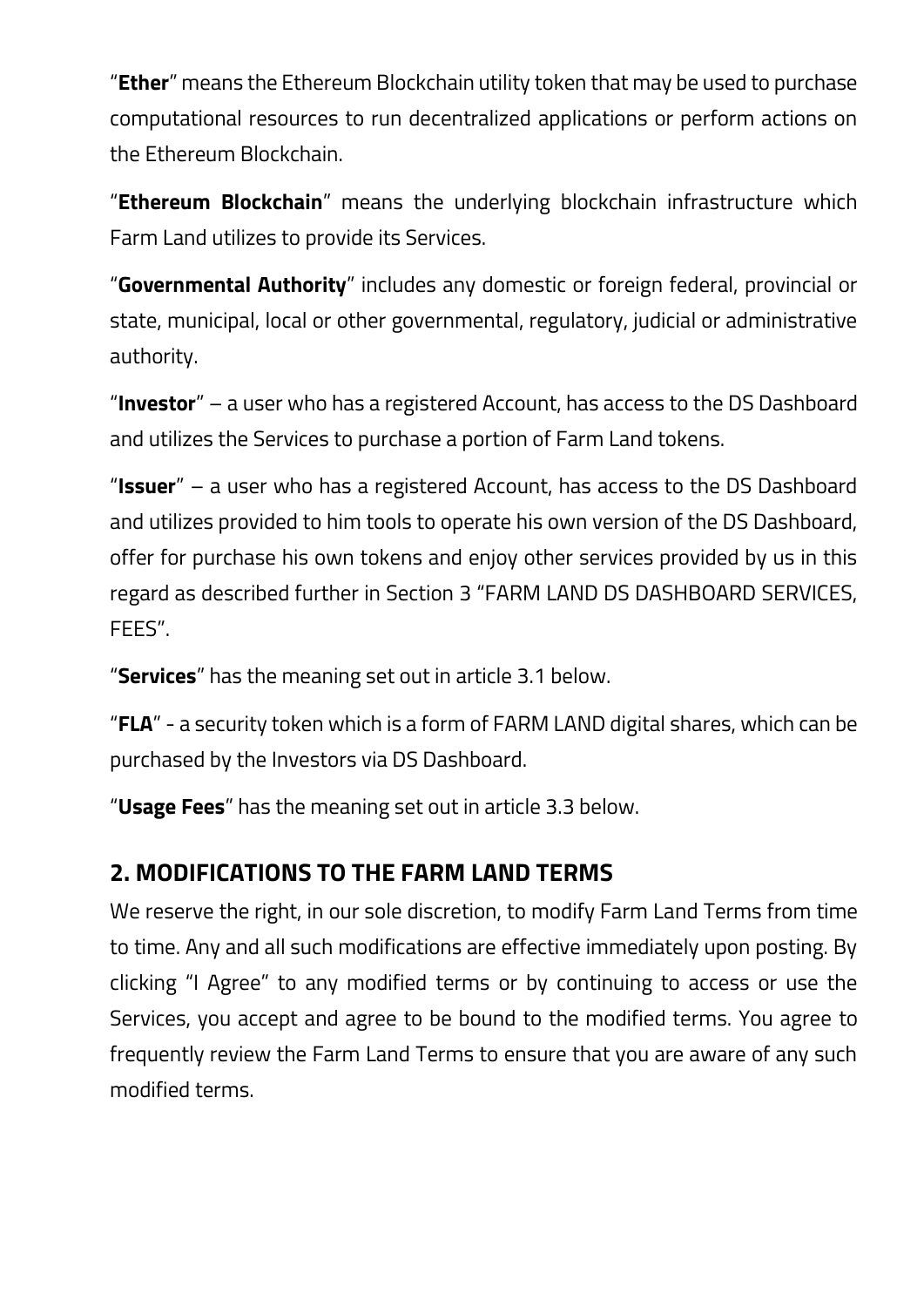"**Ether**" means the Ethereum Blockchain utility token that may be used to purchase computational resources to run decentralized applications or perform actions on the Ethereum Blockchain.

"**Ethereum Blockchain**" means the underlying blockchain infrastructure which Farm Land utilizes to provide its Services.

"**Governmental Authority**" includes any domestic or foreign federal, provincial or state, municipal, local or other governmental, regulatory, judicial or administrative authority.

"**Investor**" – a user who has a registered Account, has access to the DS Dashboard and utilizes the Services to purchase a portion of Farm Land tokens.

"**Issuer**" – a user who has a registered Account, has access to the DS Dashboard and utilizes provided to him tools to operate his own version of the DS Dashboard, offer for purchase his own tokens and enjoy other services provided by us in this regard as described further in Section 3 "FARM LAND DS DASHBOARD SERVICES, FEES".

"**Services**" has the meaning set out in article 3.1 below.

"**FLA**" - a security token which is a form of FARM LAND digital shares, which can be purchased by the Investors via DS Dashboard.

"**Usage Fees**" has the meaning set out in article 3.3 below.

## 2. MODIFICATIONS TO THE FARM LAND TERMS

We reserve the right, in our sole discretion, to modify Farm Land Terms from time to time. Any and all such modifications are effective immediately upon posting. By clicking "I Agree" to any modified terms or by continuing to access or use the Services, you accept and agree to be bound to the modified terms. You agree to frequently review the Farm Land Terms to ensure that you are aware of any such modified terms.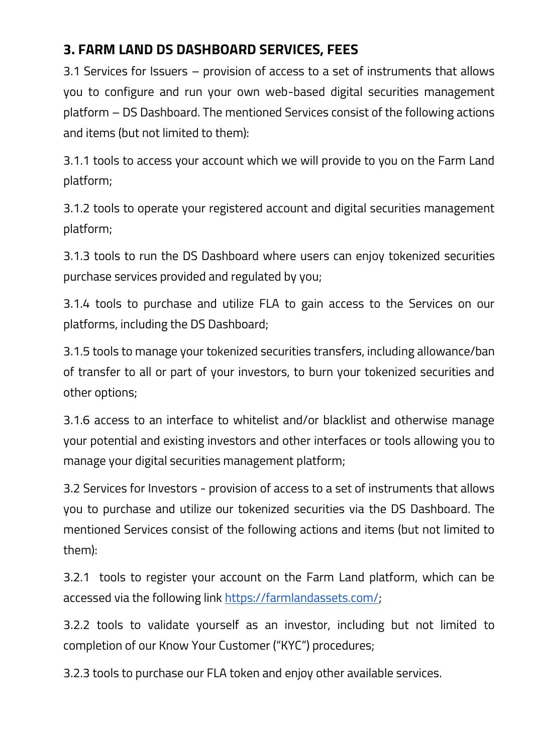## 3. FARM LAND DS DASHBOARD SERVICES, FEES

3.1 Services for Issuers – provision of access to a set of instruments that allows you to configure and run your own web-based digital securities management platform – DS Dashboard. The mentioned Services consist of the following actions and items (but not limited to them):

3.1.1 tools to access your account which we will provide to you on the Farm Land platform;

3.1.2 tools to operate your registered account and digital securities management platform;

3.1.3 tools to run the DS Dashboard where users can enjoy tokenized securities purchase services provided and regulated by you;

3.1.4 tools to purchase and utilize FLA to gain access to the Services on our platforms, including the DS Dashboard;

3.1.5 tools to manage your tokenized securities transfers, including allowance/ban of transfer to all or part of your investors, to burn your tokenized securities and other options;

3.1.6 access to an interface to whitelist and/or blacklist and otherwise manage your potential and existing investors and other interfaces or tools allowing you to manage your digital securities management platform;

3.2 Services for Investors - provision of access to a set of instruments that allows you to purchase and utilize our tokenized securities via the DS Dashboard. The mentioned Services consist of the following actions and items (but not limited to them):

3.2.1 tools to register your account on the Farm Land platform, which can be accessed via the following link [https://farmlandassets.com/](https://farmlandassets.com/);

3.2.2 tools to validate yourself as an investor, including but not limited to completion of our Know Your Customer ("KYC") procedures;

3.2.3 tools to purchase our FLA token and enjoy other available services.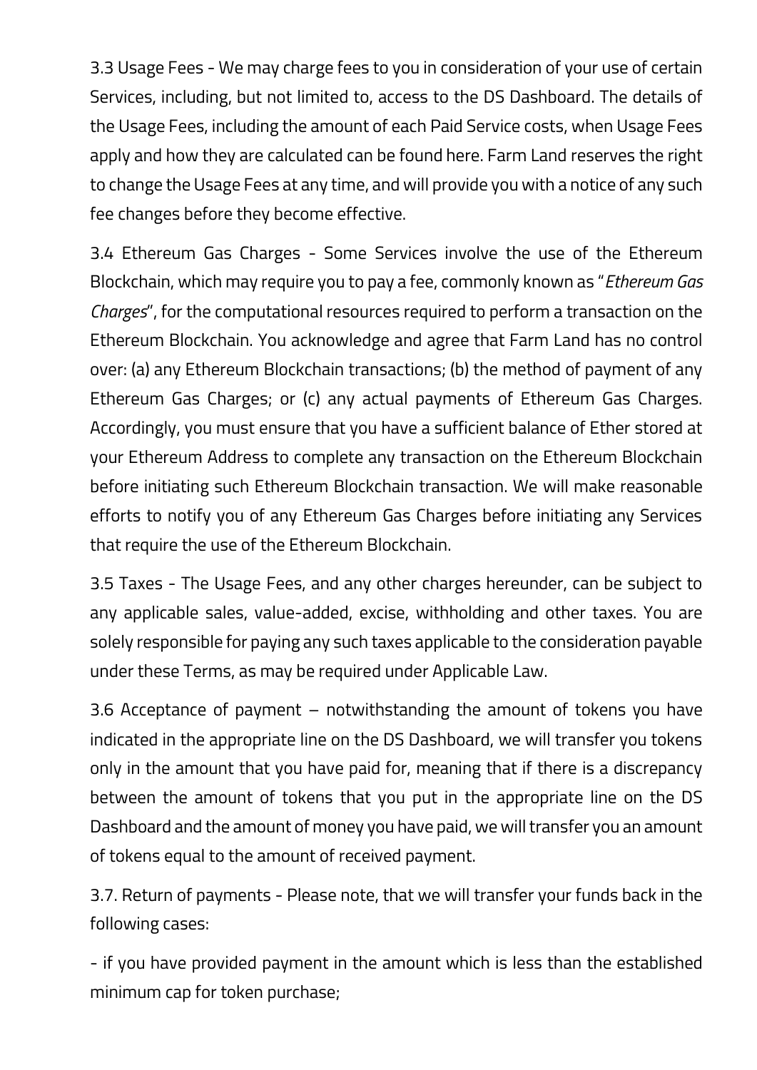3.3 Usage Fees - We may charge fees to you in consideration of your use of certain Services, including, but not limited to, access to the DS Dashboard. The details of the Usage Fees, including the amount of each Paid Service costs, when Usage Fees apply and how they are calculated can be found here. Farm Land reserves the right to change the Usage Fees at any time, and will provide you with a notice of any such fee changes before they become effective.

3.4 Ethereum Gas Charges - Some Services involve the use of the Ethereum Blockchain, which may require you to pay a fee, commonly known as "*Ethereum Gas Charges*", for the computational resources required to perform a transaction on the Ethereum Blockchain. You acknowledge and agree that Farm Land has no control over: (a) any Ethereum Blockchain transactions; (b) the method of payment of any Ethereum Gas Charges; or (c) any actual payments of Ethereum Gas Charges. Accordingly, you must ensure that you have a sufficient balance of Ether stored at your Ethereum Address to complete any transaction on the Ethereum Blockchain before initiating such Ethereum Blockchain transaction. We will make reasonable efforts to notify you of any Ethereum Gas Charges before initiating any Services that require the use of the Ethereum Blockchain.

3.5 Taxes - The Usage Fees, and any other charges hereunder, can be subject to any applicable sales, value-added, excise, withholding and other taxes. You are solely responsible for paying any such taxes applicable to the consideration payable under these Terms, as may be required under Applicable Law.

3.6 Acceptance of payment – notwithstanding the amount of tokens you have indicated in the appropriate line on the DS Dashboard, we will transfer you tokens only in the amount that you have paid for, meaning that if there is a discrepancy between the amount of tokens that you put in the appropriate line on the DS Dashboard and the amount of money you have paid, we will transfer you an amount of tokens equal to the amount of received payment.

3.7. Return of payments - Please note, that we will transfer your funds back in the following cases:

- if you have provided payment in the amount which is less than the established minimum cap for token purchase;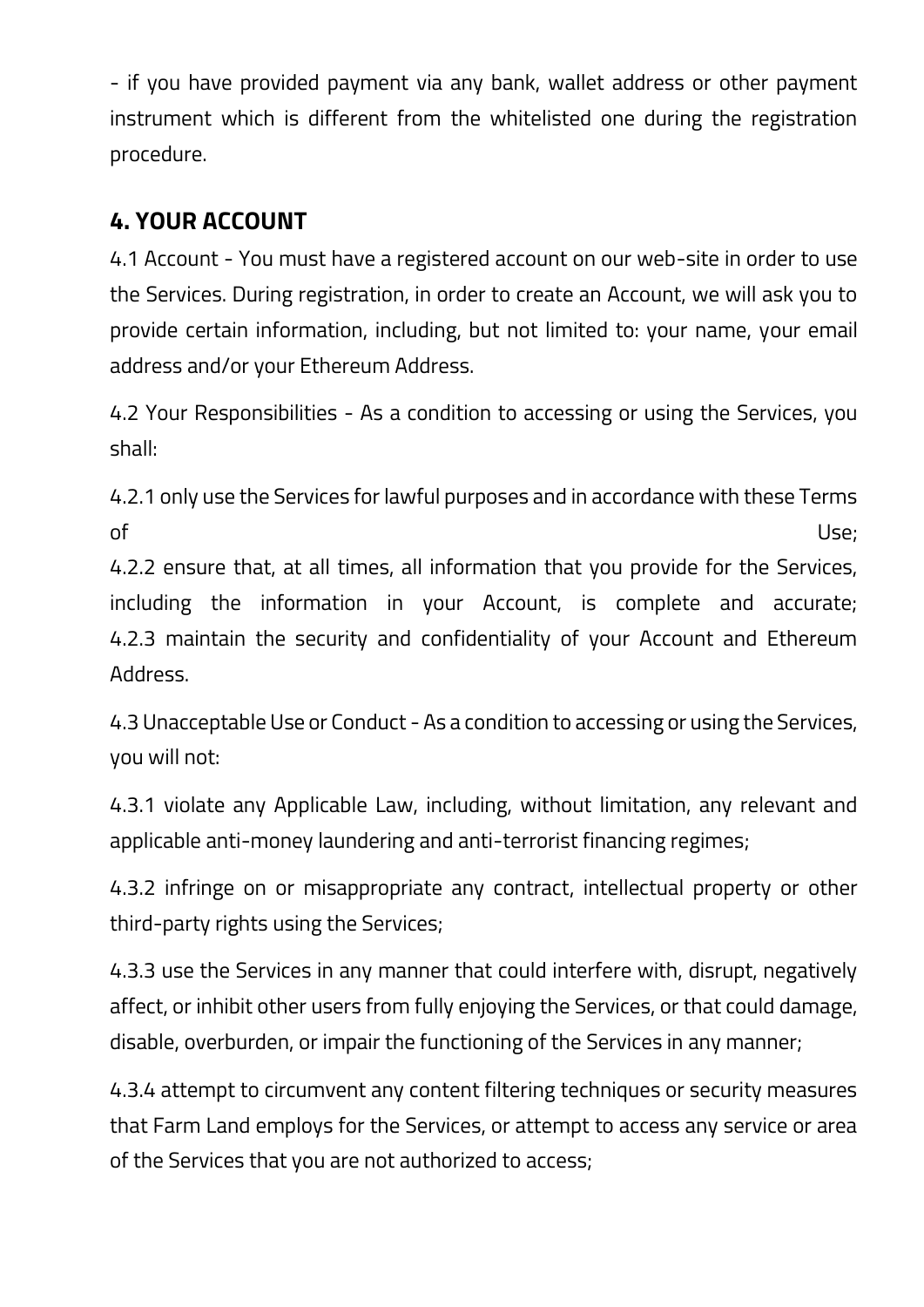- if you have provided payment via any bank, wallet address or other payment instrument which is different from the whitelisted one during the registration procedure.

## 4. YOUR ACCOUNT

4.1 Account - You must have a registered account on our web-site in order to use the Services. During registration, in order to create an Account, we will ask you to provide certain information, including, but not limited to: your name, your email address and/or your Ethereum Address.

4.2 Your Responsibilities - As a condition to accessing or using the Services, you shall:

4.2.1 only use the Services for lawful purposes and in accordance with these Terms of Use;
4.2.2 ensure that, at all times, all information that you provide for the Services, including the information in your Account, is complete and accurate;
4.2.3 maintain the security and confidentiality of your Account and Ethereum Address.

4.3 Unacceptable Use or Conduct - As a condition to accessing or using the Services, you will not:

4.3.1 violate any Applicable Law, including, without limitation, any relevant and applicable anti-money laundering and anti-terrorist financing regimes;

4.3.2 infringe on or misappropriate any contract, intellectual property or other third-party rights using the Services;

4.3.3 use the Services in any manner that could interfere with, disrupt, negatively affect, or inhibit other users from fully enjoying the Services, or that could damage, disable, overburden, or impair the functioning of the Services in any manner;

4.3.4 attempt to circumvent any content filtering techniques or security measures that Farm Land employs for the Services, or attempt to access any service or area of the Services that you are not authorized to access;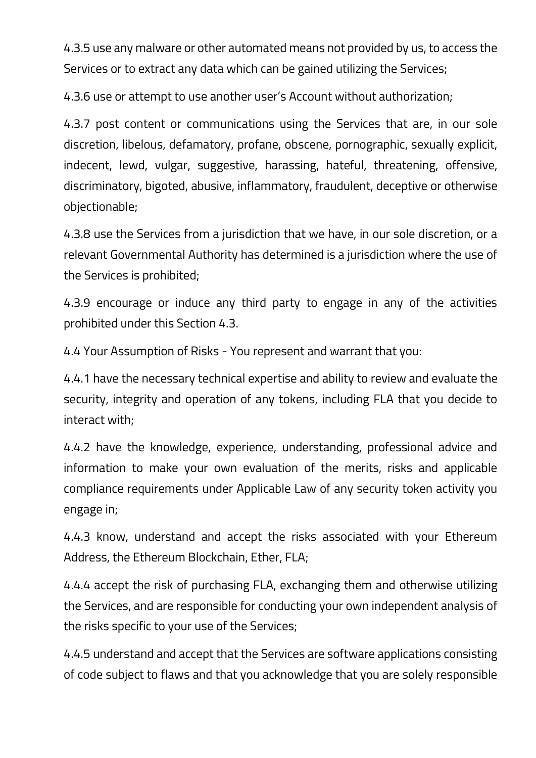4.3.5 use any malware or other automated means not provided by us, to access the Services or to extract any data which can be gained utilizing the Services;

4.3.6 use or attempt to use another user's Account without authorization;

4.3.7 post content or communications using the Services that are, in our sole discretion, libelous, defamatory, profane, obscene, pornographic, sexually explicit, indecent, lewd, vulgar, suggestive, harassing, hateful, threatening, offensive, discriminatory, bigoted, abusive, inflammatory, fraudulent, deceptive or otherwise objectionable;

4.3.8 use the Services from a jurisdiction that we have, in our sole discretion, or a relevant Governmental Authority has determined is a jurisdiction where the use of the Services is prohibited;

4.3.9 encourage or induce any third party to engage in any of the activities prohibited under this Section 4.3.

4.4 Your Assumption of Risks - You represent and warrant that you:

4.4.1 have the necessary technical expertise and ability to review and evaluate the security, integrity and operation of any tokens, including FLA that you decide to interact with;

4.4.2 have the knowledge, experience, understanding, professional advice and information to make your own evaluation of the merits, risks and applicable compliance requirements under Applicable Law of any security token activity you engage in;

4.4.3 know, understand and accept the risks associated with your Ethereum Address, the Ethereum Blockchain, Ether, FLA;

4.4.4 accept the risk of purchasing FLA, exchanging them and otherwise utilizing the Services, and are responsible for conducting your own independent analysis of the risks specific to your use of the Services;

4.4.5 understand and accept that the Services are software applications consisting of code subject to flaws and that you acknowledge that you are solely responsible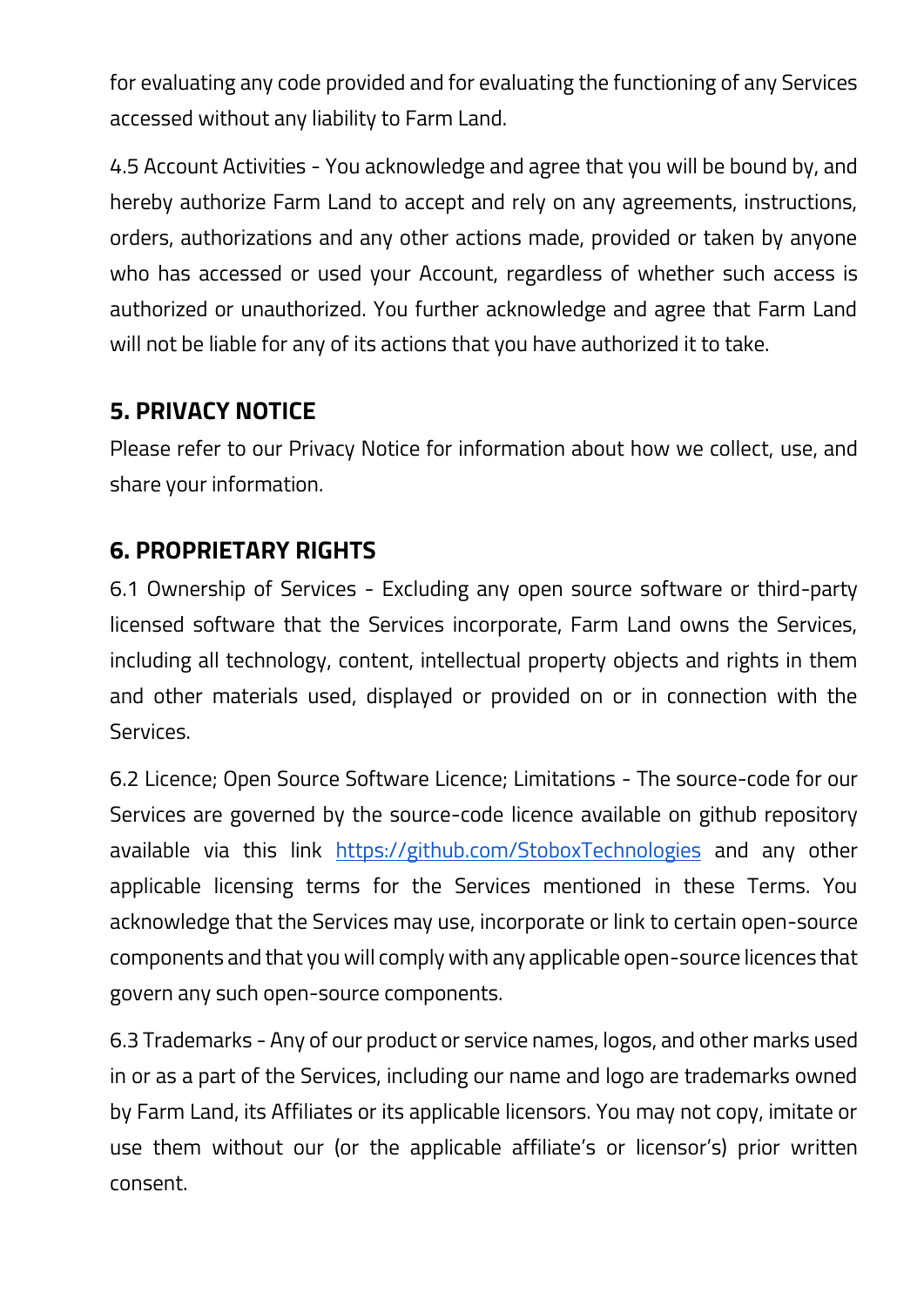for evaluating any code provided and for evaluating the functioning of any Services accessed without any liability to Farm Land.

4.5 Account Activities - You acknowledge and agree that you will be bound by, and hereby authorize Farm Land to accept and rely on any agreements, instructions, orders, authorizations and any other actions made, provided or taken by anyone who has accessed or used your Account, regardless of whether such access is authorized or unauthorized. You further acknowledge and agree that Farm Land will not be liable for any of its actions that you have authorized it to take.

## 5. PRIVACY NOTICE

Please refer to our Privacy Notice for information about how we collect, use, and share your information.

## 6. PROPRIETARY RIGHTS

6.1 Ownership of Services - Excluding any open source software or third-party licensed software that the Services incorporate, Farm Land owns the Services, including all technology, content, intellectual property objects and rights in them and other materials used, displayed or provided on or in connection with the Services.

6.2 Licence; Open Source Software Licence; Limitations - The source-code for our Services are governed by the source-code licence available on github repository available via this link [https://github.com/StoboxTechnologies](https://github.com/StoboxTechnologies) and any other applicable licensing terms for the Services mentioned in these Terms. You acknowledge that the Services may use, incorporate or link to certain open-source components and that you will comply with any applicable open-source licences that govern any such open-source components.

6.3 Trademarks - Any of our product or service names, logos, and other marks used in or as a part of the Services, including our name and logo are trademarks owned by Farm Land, its Affiliates or its applicable licensors. You may not copy, imitate or use them without our (or the applicable affiliate's or licensor's) prior written consent.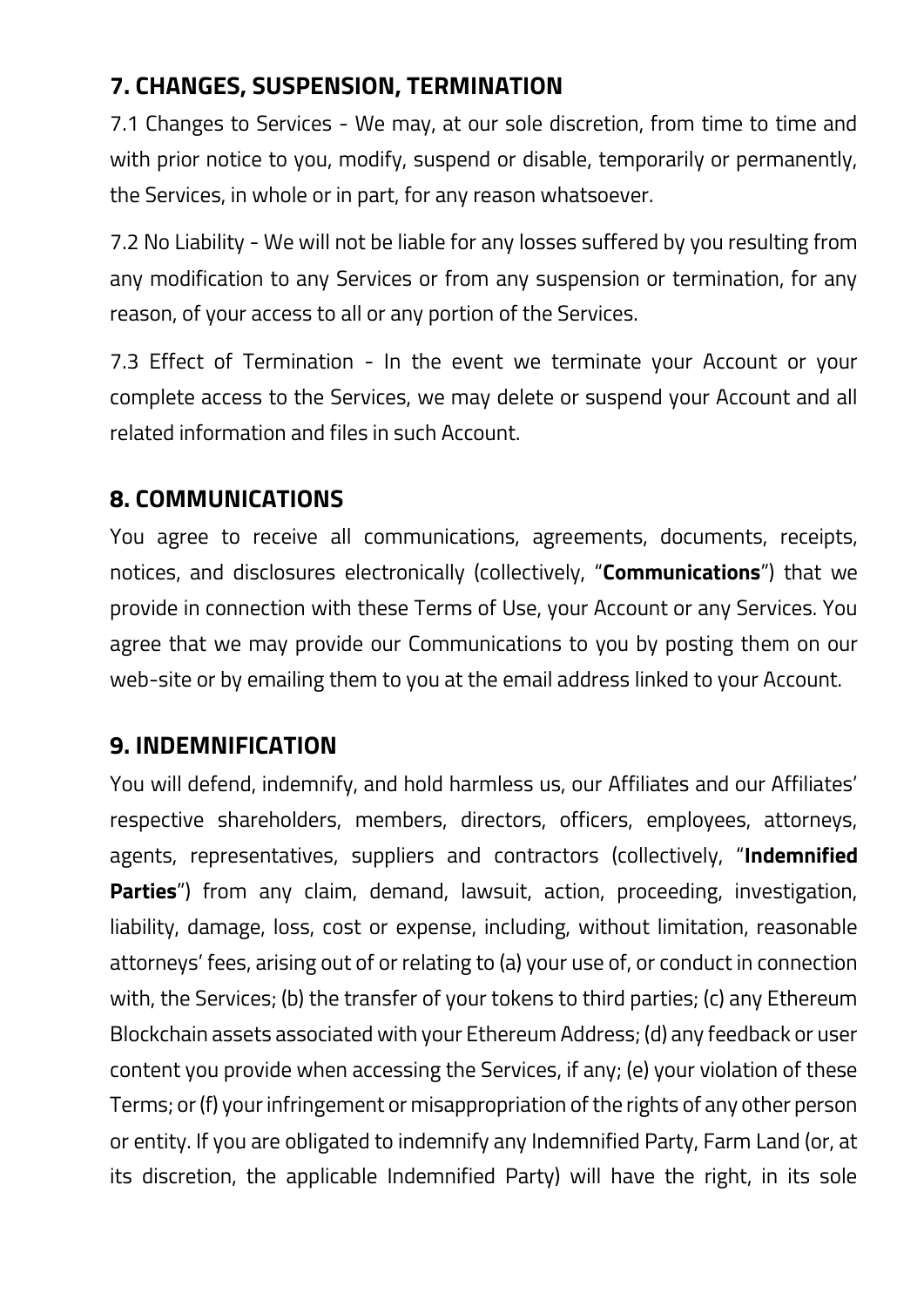## 7. CHANGES, SUSPENSION, TERMINATION

7.1 Changes to Services - We may, at our sole discretion, from time to time and with prior notice to you, modify, suspend or disable, temporarily or permanently, the Services, in whole or in part, for any reason whatsoever.

7.2 No Liability - We will not be liable for any losses suffered by you resulting from any modification to any Services or from any suspension or termination, for any reason, of your access to all or any portion of the Services.

7.3 Effect of Termination - In the event we terminate your Account or your complete access to the Services, we may delete or suspend your Account and all related information and files in such Account.

## 8. COMMUNICATIONS

You agree to receive all communications, agreements, documents, receipts, notices, and disclosures electronically (collectively, "**Communications**") that we provide in connection with these Terms of Use, your Account or any Services. You agree that we may provide our Communications to you by posting them on our web-site or by emailing them to you at the email address linked to your Account.

## 9. INDEMNIFICATION

You will defend, indemnify, and hold harmless us, our Affiliates and our Affiliates' respective shareholders, members, directors, officers, employees, attorneys, agents, representatives, suppliers and contractors (collectively, "**Indemnified Parties**") from any claim, demand, lawsuit, action, proceeding, investigation, liability, damage, loss, cost or expense, including, without limitation, reasonable attorneys' fees, arising out of or relating to (a) your use of, or conduct in connection with, the Services; (b) the transfer of your tokens to third parties; (c) any Ethereum Blockchain assets associated with your Ethereum Address; (d) any feedback or user content you provide when accessing the Services, if any; (e) your violation of these Terms; or (f) your infringement or misappropriation of the rights of any other person or entity. If you are obligated to indemnify any Indemnified Party, Farm Land (or, at its discretion, the applicable Indemnified Party) will have the right, in its sole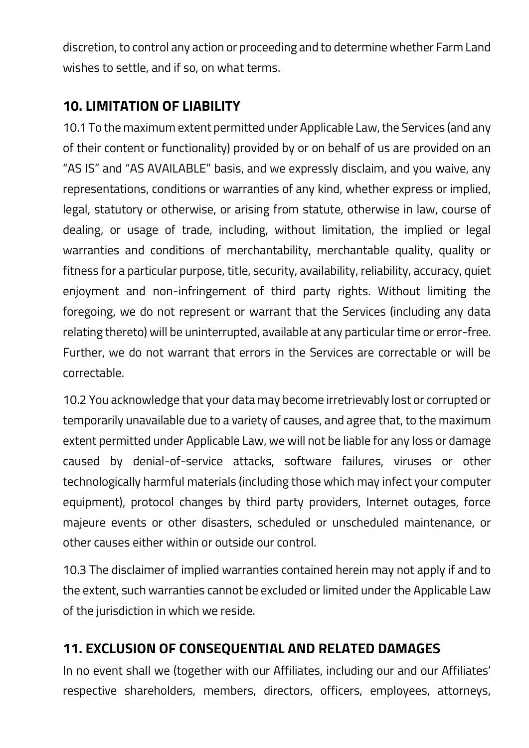discretion, to control any action or proceeding and to determine whether Farm Land wishes to settle, and if so, on what terms.

## 10. LIMITATION OF LIABILITY

10.1 To the maximum extent permitted under Applicable Law, the Services (and any of their content or functionality) provided by or on behalf of us are provided on an "AS IS" and "AS AVAILABLE" basis, and we expressly disclaim, and you waive, any representations, conditions or warranties of any kind, whether express or implied, legal, statutory or otherwise, or arising from statute, otherwise in law, course of dealing, or usage of trade, including, without limitation, the implied or legal warranties and conditions of merchantability, merchantable quality, quality or fitness for a particular purpose, title, security, availability, reliability, accuracy, quiet enjoyment and non-infringement of third party rights. Without limiting the foregoing, we do not represent or warrant that the Services (including any data relating thereto) will be uninterrupted, available at any particular time or error-free. Further, we do not warrant that errors in the Services are correctable or will be correctable.

10.2 You acknowledge that your data may become irretrievably lost or corrupted or temporarily unavailable due to a variety of causes, and agree that, to the maximum extent permitted under Applicable Law, we will not be liable for any loss or damage caused by denial-of-service attacks, software failures, viruses or other technologically harmful materials (including those which may infect your computer equipment), protocol changes by third party providers, Internet outages, force majeure events or other disasters, scheduled or unscheduled maintenance, or other causes either within or outside our control.

10.3 The disclaimer of implied warranties contained herein may not apply if and to the extent, such warranties cannot be excluded or limited under the Applicable Law of the jurisdiction in which we reside.

## 11. EXCLUSION OF CONSEQUENTIAL AND RELATED DAMAGES

In no event shall we (together with our Affiliates, including our and our Affiliates' respective shareholders, members, directors, officers, employees, attorneys,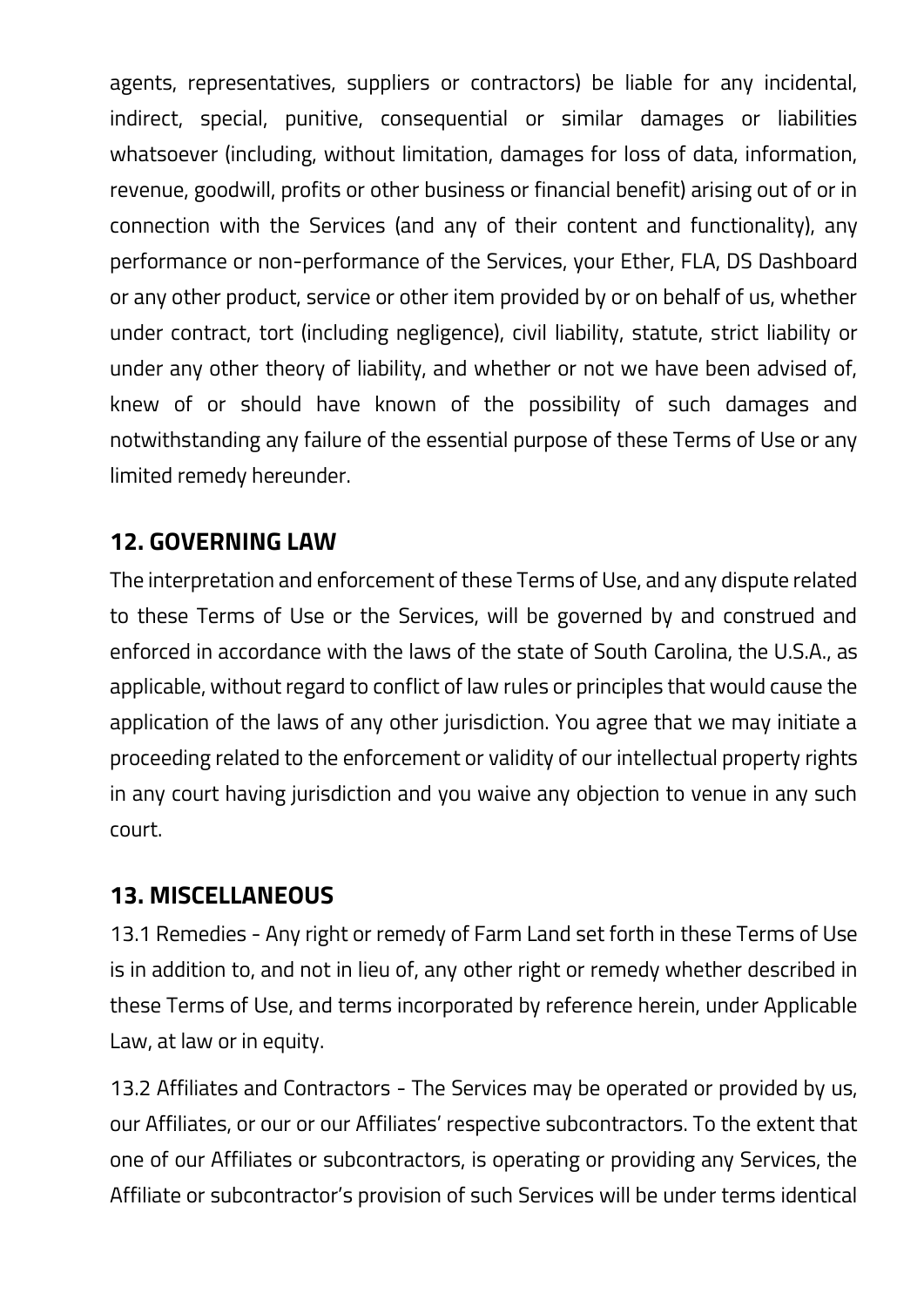agents, representatives, suppliers or contractors) be liable for any incidental, indirect, special, punitive, consequential or similar damages or liabilities whatsoever (including, without limitation, damages for loss of data, information, revenue, goodwill, profits or other business or financial benefit) arising out of or in connection with the Services (and any of their content and functionality), any performance or non-performance of the Services, your Ether, FLA, DS Dashboard or any other product, service or other item provided by or on behalf of us, whether under contract, tort (including negligence), civil liability, statute, strict liability or under any other theory of liability, and whether or not we have been advised of, knew of or should have known of the possibility of such damages and notwithstanding any failure of the essential purpose of these Terms of Use or any limited remedy hereunder.

## 12. GOVERNING LAW

The interpretation and enforcement of these Terms of Use, and any dispute related to these Terms of Use or the Services, will be governed by and construed and enforced in accordance with the laws of the state of South Carolina, the U.S.A., as applicable, without regard to conflict of law rules or principles that would cause the application of the laws of any other jurisdiction. You agree that we may initiate a proceeding related to the enforcement or validity of our intellectual property rights in any court having jurisdiction and you waive any objection to venue in any such court.

## 13. MISCELLANEOUS

13.1 Remedies - Any right or remedy of Farm Land set forth in these Terms of Use is in addition to, and not in lieu of, any other right or remedy whether described in these Terms of Use, and terms incorporated by reference herein, under Applicable Law, at law or in equity.

13.2 Affiliates and Contractors - The Services may be operated or provided by us, our Affiliates, or our or our Affiliates' respective subcontractors. To the extent that one of our Affiliates or subcontractors, is operating or providing any Services, the Affiliate or subcontractor's provision of such Services will be under terms identical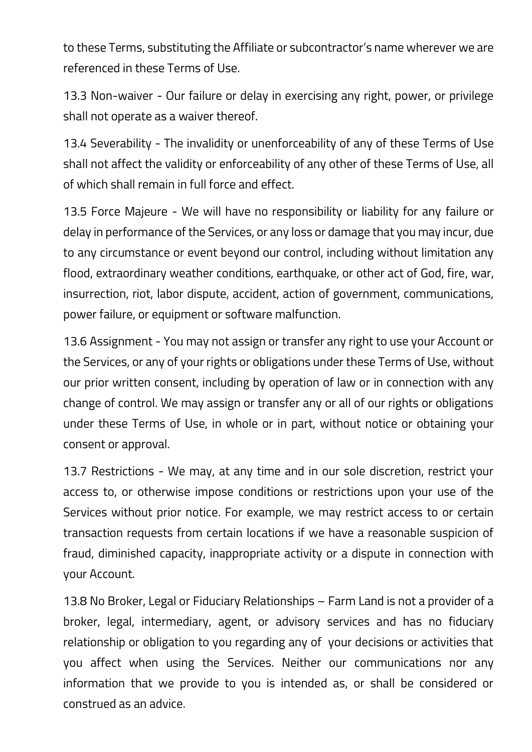to these Terms, substituting the Affiliate or subcontractor's name wherever we are referenced in these Terms of Use.

13.3 Non-waiver - Our failure or delay in exercising any right, power, or privilege shall not operate as a waiver thereof.

13.4 Severability - The invalidity or unenforceability of any of these Terms of Use shall not affect the validity or enforceability of any other of these Terms of Use, all of which shall remain in full force and effect.

13.5 Force Majeure - We will have no responsibility or liability for any failure or delay in performance of the Services, or any loss or damage that you may incur, due to any circumstance or event beyond our control, including without limitation any flood, extraordinary weather conditions, earthquake, or other act of God, fire, war, insurrection, riot, labor dispute, accident, action of government, communications, power failure, or equipment or software malfunction.

13.6 Assignment - You may not assign or transfer any right to use your Account or the Services, or any of your rights or obligations under these Terms of Use, without our prior written consent, including by operation of law or in connection with any change of control. We may assign or transfer any or all of our rights or obligations under these Terms of Use, in whole or in part, without notice or obtaining your consent or approval.

13.7 Restrictions - We may, at any time and in our sole discretion, restrict your access to, or otherwise impose conditions or restrictions upon your use of the Services without prior notice. For example, we may restrict access to or certain transaction requests from certain locations if we have a reasonable suspicion of fraud, diminished capacity, inappropriate activity or a dispute in connection with your Account.

13.8 No Broker, Legal or Fiduciary Relationships – Farm Land is not a provider of a broker, legal, intermediary, agent, or advisory services and has no fiduciary relationship or obligation to you regarding any of your decisions or activities that you affect when using the Services. Neither our communications nor any information that we provide to you is intended as, or shall be considered or construed as an advice.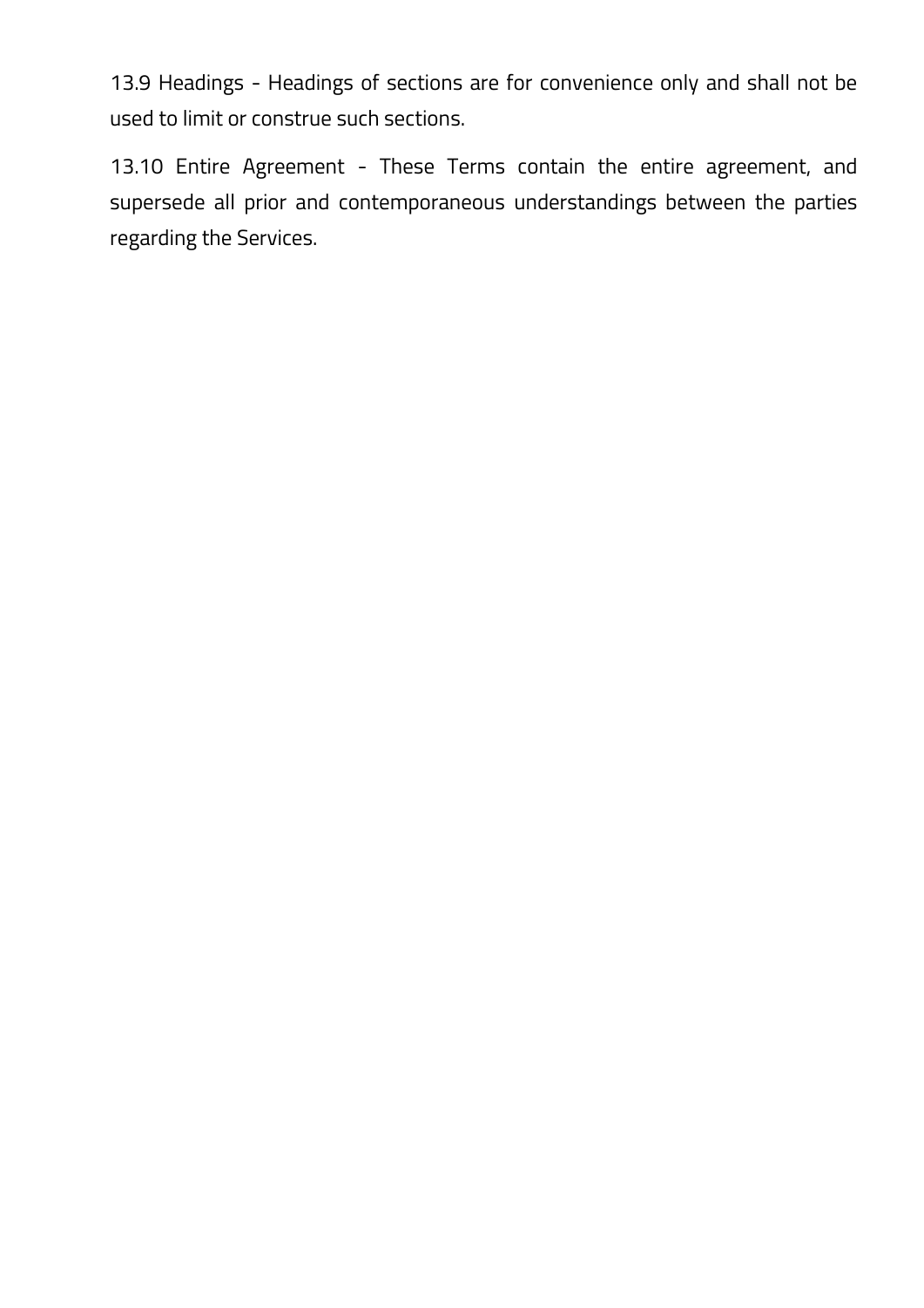13.9 Headings - Headings of sections are for convenience only and shall not be used to limit or construe such sections.

13.10 Entire Agreement - These Terms contain the entire agreement, and supersede all prior and contemporaneous understandings between the parties regarding the Services.